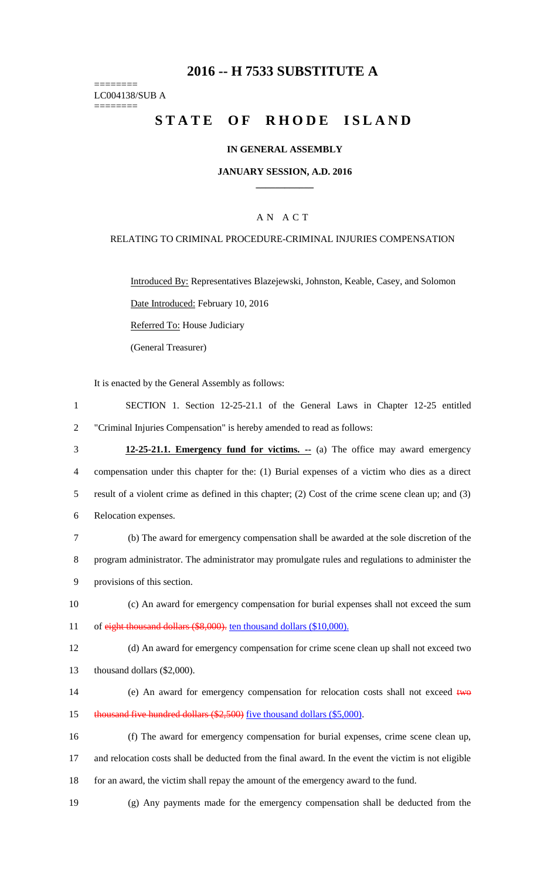# 2016 -- H 7533 SUBSTITUTE A

========
LC004138/SUB A
========

# STATE OF RHODE ISLAND

**IN GENERAL ASSEMBLY**

**JANUARY SESSION, A.D. 2016**

A N A C T

RELATING TO CRIMINAL PROCEDURE-CRIMINAL INJURIES COMPENSATION

Introduced By: Representatives Blazejewski, Johnston, Keable, Casey, and Solomon

Date Introduced: February 10, 2016

Referred To: House Judiciary

(General Treasurer)

It is enacted by the General Assembly as follows:

1 SECTION 1. Section 12-25-21.1 of the General Laws in Chapter 12-25 entitled
2 "Criminal Injuries Compensation" is hereby amended to read as follows:

3 **12-25-21.1. Emergency fund for victims. --** (a) The office may award emergency
4 compensation under this chapter for the: (1) Burial expenses of a victim who dies as a direct
5 result of a violent crime as defined in this chapter; (2) Cost of the crime scene clean up; and (3)
6 Relocation expenses.

7 (b) The award for emergency compensation shall be awarded at the sole discretion of the
8 program administrator. The administrator may promulgate rules and regulations to administer the
9 provisions of this section.

10 (c) An award for emergency compensation for burial expenses shall not exceed the sum
11 of ~~eight thousand dollars ($8,000).~~ ten thousand dollars ($10,000).

12 (d) An award for emergency compensation for crime scene clean up shall not exceed two
13 thousand dollars ($2,000).

14 (e) An award for emergency compensation for relocation costs shall not exceed ~~two~~
15 ~~thousand five hundred dollars ($2,500)~~ five thousand dollars ($5,000).

16 (f) The award for emergency compensation for burial expenses, crime scene clean up,
17 and relocation costs shall be deducted from the final award. In the event the victim is not eligible
18 for an award, the victim shall repay the amount of the emergency award to the fund.

19 (g) Any payments made for the emergency compensation shall be deducted from the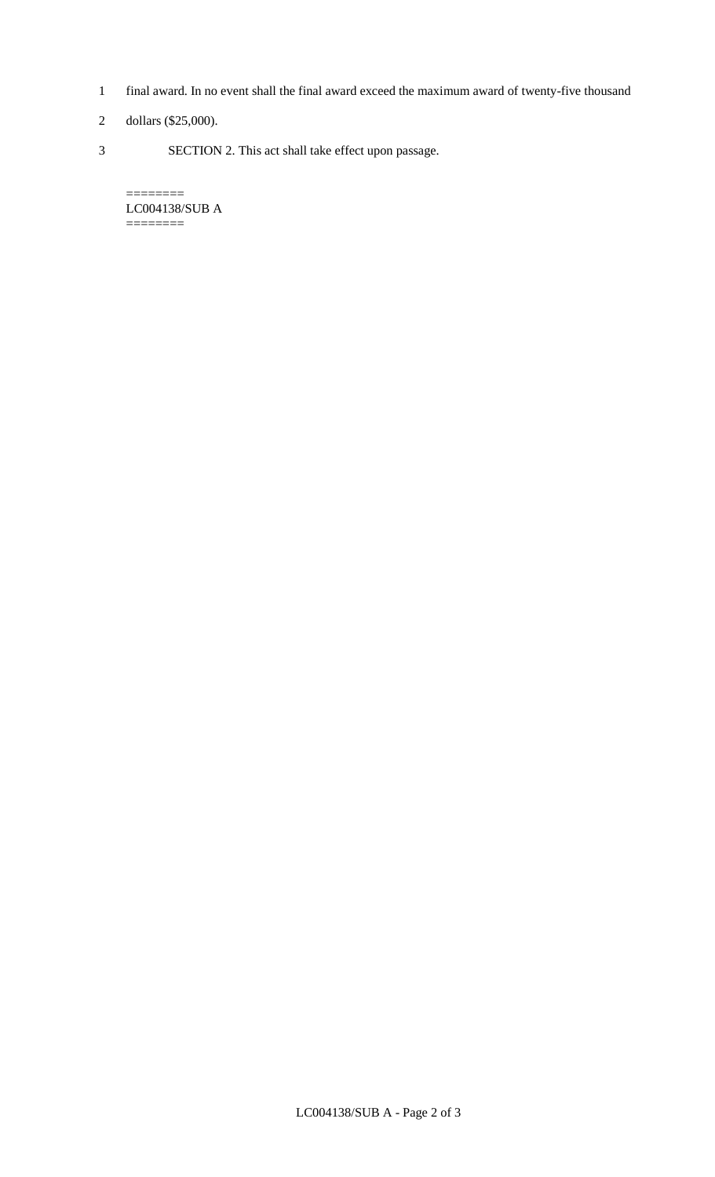final award. In no event shall the final award exceed the maximum award of twenty-five thousand dollars ($25,000).

SECTION 2. This act shall take effect upon passage.

========
LC004138/SUB A
========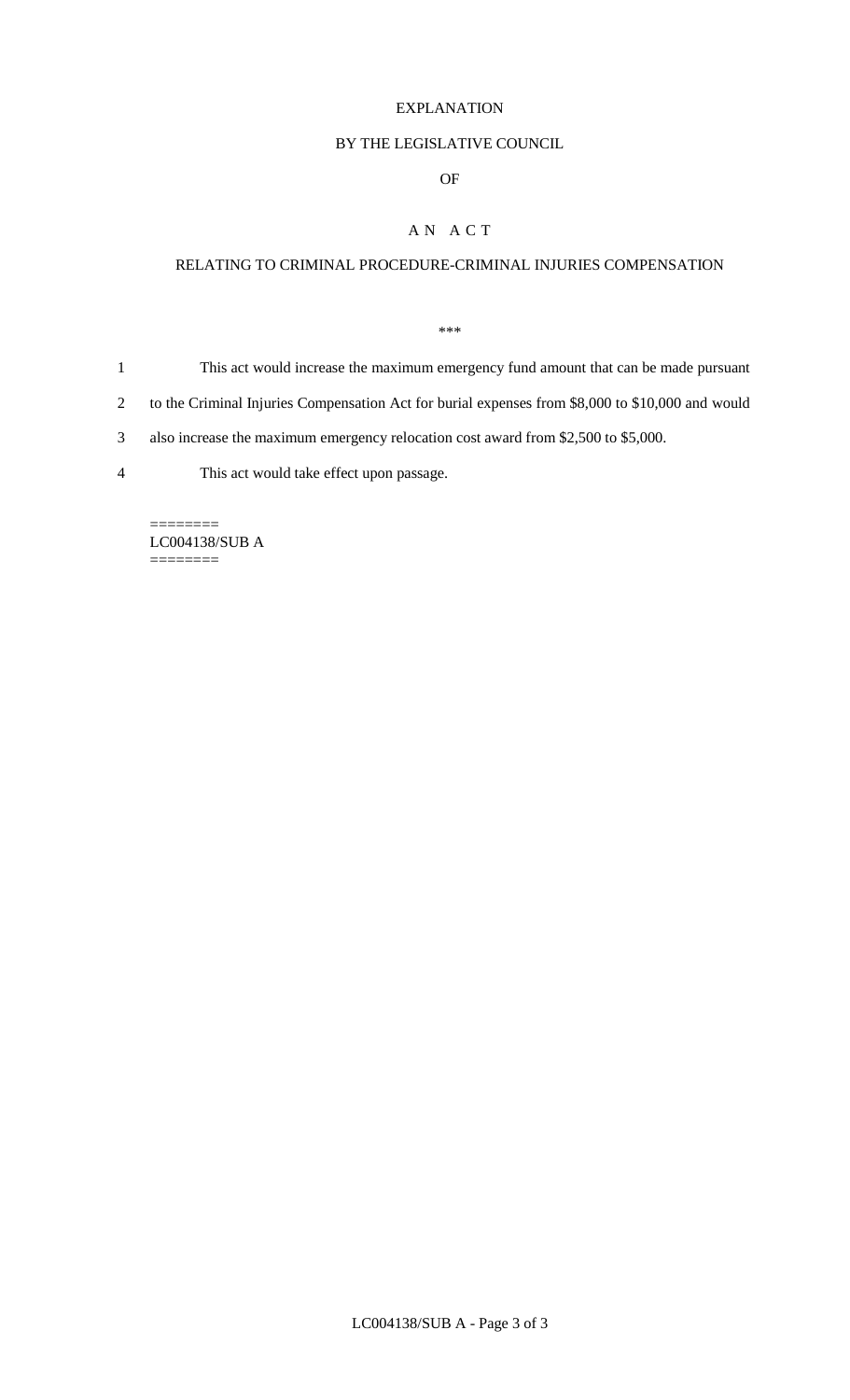EXPLANATION

BY THE LEGISLATIVE COUNCIL

OF

A N A C T

RELATING TO CRIMINAL PROCEDURE-CRIMINAL INJURIES COMPENSATION

\*\*\*

This act would increase the maximum emergency fund amount that can be made pursuant to the Criminal Injuries Compensation Act for burial expenses from $8,000 to $10,000 and would also increase the maximum emergency relocation cost award from $2,500 to $5,000.

This act would take effect upon passage.

========
LC004138/SUB A
========